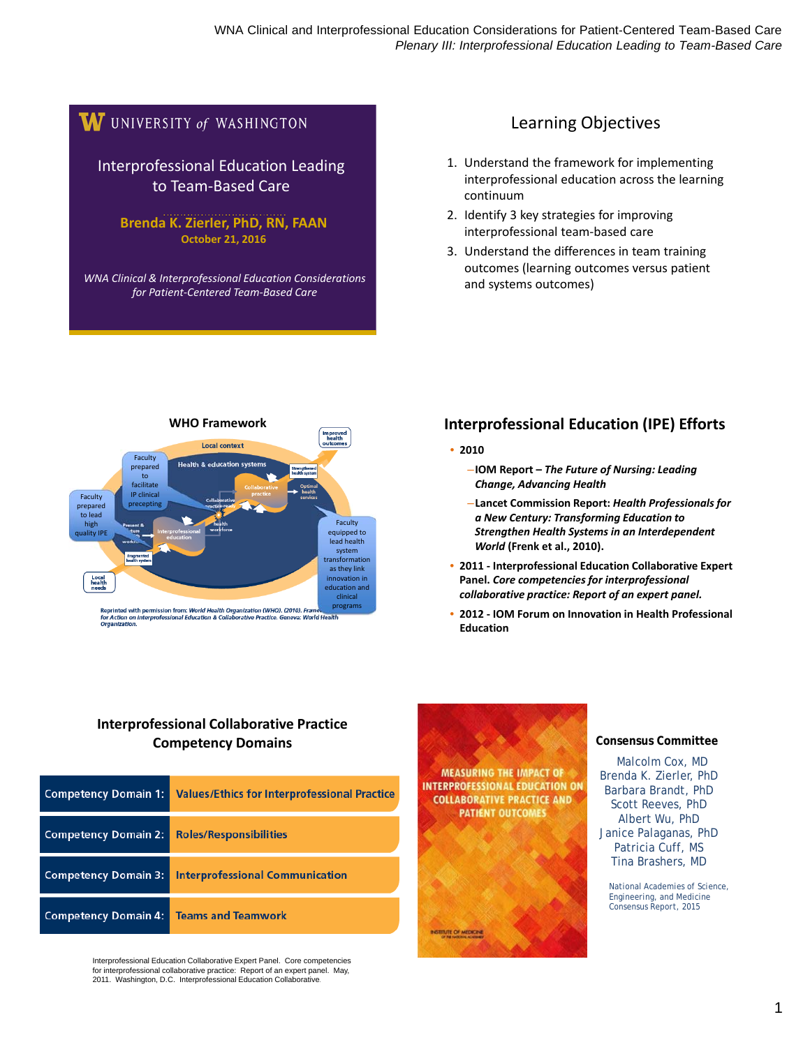## Interprofessional Education Leading to Team-Based Care

**Brenda K. Zierler, PhD, RN, FAAN**
**October 21, 2016**

*WNA Clinical & Interprofessional Education Considerations for Patient-Centered Team-Based Care*

## Learning Objectives

1. Understand the framework for implementing interprofessional education across the learning continuum
2. Identify 3 key strategies for improving interprofessional team-based care
3. Understand the differences in team training outcomes (learning outcomes versus patient and systems outcomes)

## WHO Framework

Local context

Health & education systems

Faculty prepared to facilitate IP clinical precepting

Faculty prepared to lead high quality IPE

Present & future health workforce

Interprofessional education

Collaborative practice-ready health workforce

Collaborative practice

Strengthened health system

Optimal health services

Improved health outcomes

Fragmented health system

Local health needs

Faculty equipped to lead health system transformation as they link innovation in education and clinical programs

Reprinted with permission from: World Health Organization (WHO). (2010). Framework for Action on Interprofessional Education & Collaborative Practice. Geneva: World Health Organization.

## Interprofessional Education (IPE) Efforts

- **2010**
  - **IOM Report – *The Future of Nursing: Leading Change, Advancing Health***
  - **Lancet Commission Report: *Health Professionals for a New Century: Transforming Education to Strengthen Health Systems in an Interdependent World* (Frenk et al., 2010).**
- **2011 - Interprofessional Education Collaborative Expert Panel. *Core competencies for interprofessional collaborative practice: Report of an expert panel.***
- **2012 - IOM Forum on Innovation in Health Professional Education**

## Interprofessional Collaborative Practice Competency Domains

| | |
|---|---|
| Competency Domain 1: | **Values/Ethics for Interprofessional Practice** |
| Competency Domain 2: | **Roles/Responsibilities** |
| Competency Domain 3: | **Interprofessional Communication** |
| Competency Domain 4: | **Teams and Teamwork** |

Interprofessional Education Collaborative Expert Panel. Core competencies for interprofessional collaborative practice: Report of an expert panel. May, 2011. Washington, D.C. Interprofessional Education Collaborative.

MEASURING THE IMPACT OF INTERPROFESSIONAL EDUCATION ON COLLABORATIVE PRACTICE AND PATIENT OUTCOMES

INSTITUTE OF MEDICINE

### Consensus Committee

Malcolm Cox, MD
Brenda K. Zierler, PhD
Barbara Brandt, PhD
Scott Reeves, PhD
Albert Wu, PhD
Janice Palaganas, PhD
Patricia Cuff, MS
Tina Brashers, MD

National Academies of Science, Engineering, and Medicine Consensus Report, 2015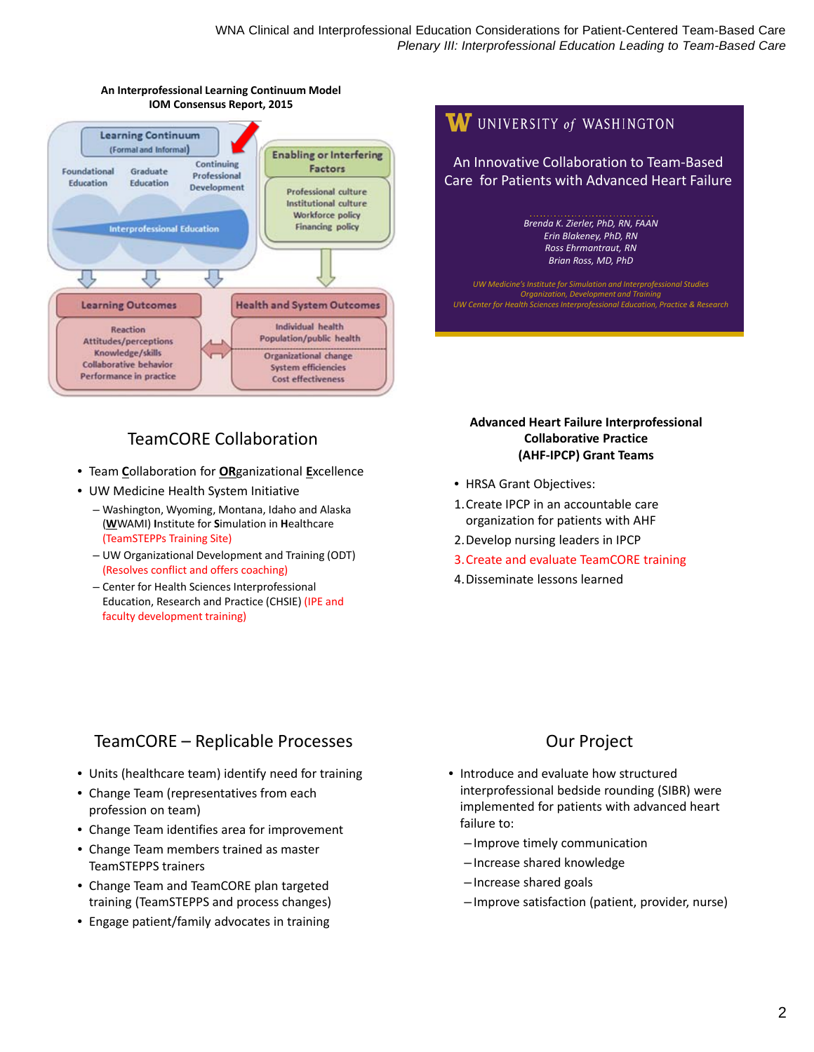**An Interprofessional Learning Continuum Model**
**IOM Consensus Report, 2015**

Learning Continuum (Formal and Informal)

Foundational Education | Graduate Education | Continuing Professional Development

Interprofessional Education

Enabling or Interfering Factors

- Professional culture
- Institutional culture
- Workforce policy
- Financing policy

Learning Outcomes

- Reaction
- Attitudes/perceptions
- Knowledge/skills
- Collaborative behavior
- Performance in practice

Health and System Outcomes

- Individual health
- Population/public health
- Organizational change
- System efficiencies
- Cost effectiveness

---

**UNIVERSITY of WASHINGTON**

## An Innovative Collaboration to Team-Based Care for Patients with Advanced Heart Failure

*Brenda K. Zierler, PhD, RN, FAAN*
*Erin Blakeney, PhD, RN*
*Ross Ehrmantraut, RN*
*Brian Ross, MD, PhD*

*UW Medicine's Institute for Simulation and Interprofessional Studies*
*Organization, Development and Training*
*UW Center for Health Sciences Interprofessional Education, Practice & Research*

---

## TeamCORE Collaboration

- Team Collaboration for ORganizational Excellence
- UW Medicine Health System Initiative
  - Washington, Wyoming, Montana, Idaho and Alaska (WWAMI) Institute for Simulation in Healthcare (TeamSTEPPs Training Site)
  - UW Organizational Development and Training (ODT) (Resolves conflict and offers coaching)
  - Center for Health Sciences Interprofessional Education, Research and Practice (CHSIE) (IPE and faculty development training)

---

**Advanced Heart Failure Interprofessional Collaborative Practice (AHF-IPCP) Grant Teams**

- HRSA Grant Objectives:

1. Create IPCP in an accountable care organization for patients with AHF
2. Develop nursing leaders in IPCP
3. Create and evaluate TeamCORE training
4. Disseminate lessons learned

---

## TeamCORE – Replicable Processes

- Units (healthcare team) identify need for training
- Change Team (representatives from each profession on team)
- Change Team identifies area for improvement
- Change Team members trained as master TeamSTEPPS trainers
- Change Team and TeamCORE plan targeted training (TeamSTEPPS and process changes)
- Engage patient/family advocates in training

---

## Our Project

- Introduce and evaluate how structured interprofessional bedside rounding (SIBR) were implemented for patients with advanced heart failure to:
  - Improve timely communication
  - Increase shared knowledge
  - Increase shared goals
  - Improve satisfaction (patient, provider, nurse)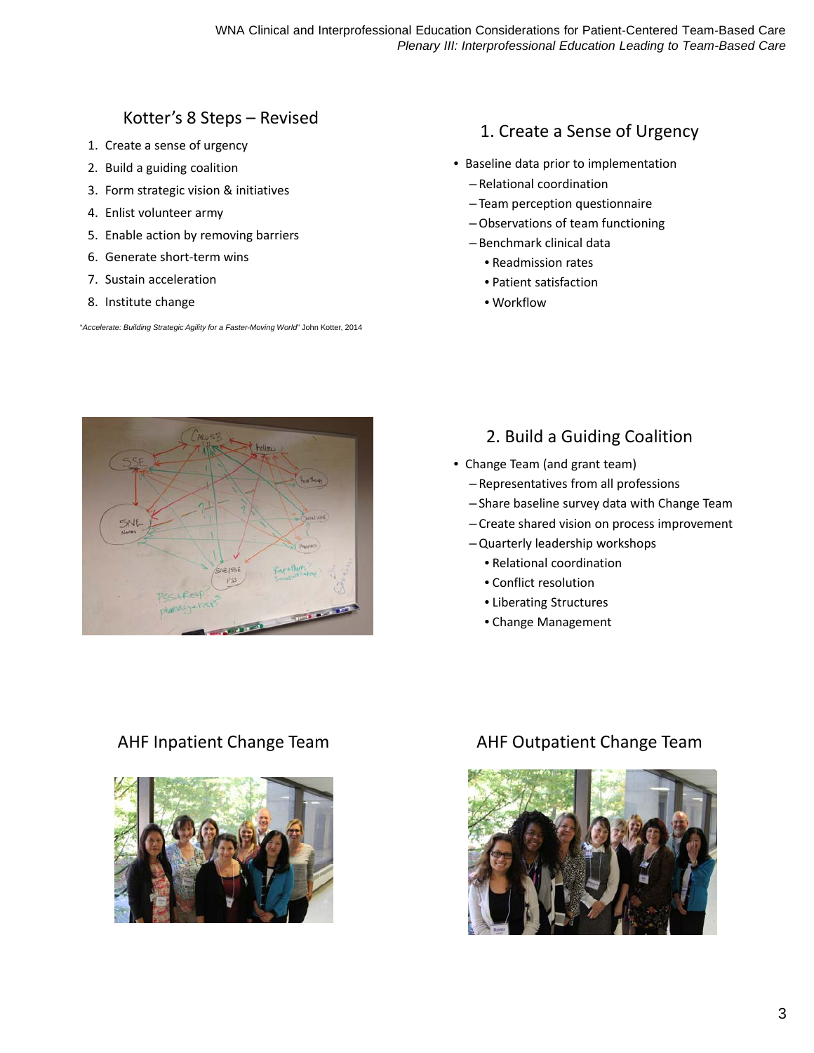## Kotter's 8 Steps – Revised

1. Create a sense of urgency
2. Build a guiding coalition
3. Form strategic vision & initiatives
4. Enlist volunteer army
5. Enable action by removing barriers
6. Generate short-term wins
7. Sustain acceleration
8. Institute change

"*Accelerate: Building Strategic Agility for a Faster-Moving World*" John Kotter, 2014

## 1. Create a Sense of Urgency

- Baseline data prior to implementation
  - Relational coordination
  - Team perception questionnaire
  - Observations of team functioning
  - Benchmark clinical data
    - Readmission rates
    - Patient satisfaction
    - Workflow

## 2. Build a Guiding Coalition

- Change Team (and grant team)
  - Representatives from all professions
  - Share baseline survey data with Change Team
  - Create shared vision on process improvement
  - Quarterly leadership workshops
    - Relational coordination
    - Conflict resolution
    - Liberating Structures
    - Change Management

## AHF Inpatient Change Team

## AHF Outpatient Change Team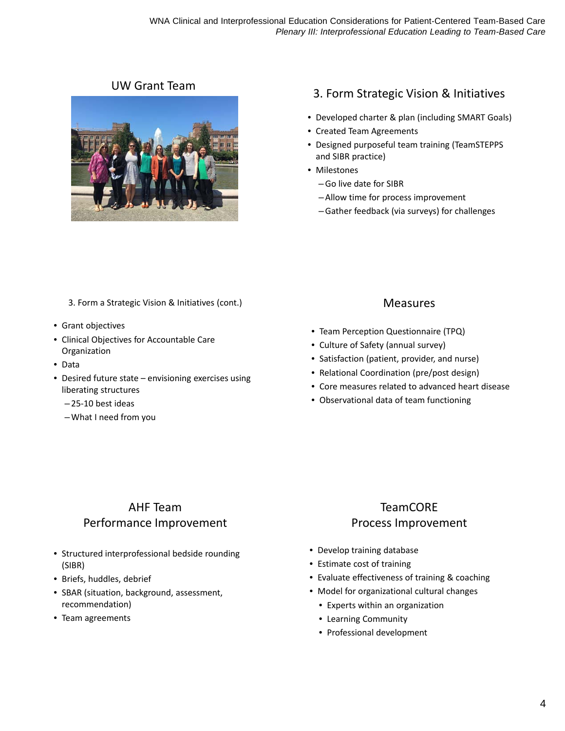## UW Grant Team

## 3. Form Strategic Vision & Initiatives

- Developed charter & plan (including SMART Goals)
- Created Team Agreements
- Designed purposeful team training (TeamSTEPPS and SIBR practice)
- Milestones
  - Go live date for SIBR
  - Allow time for process improvement
  - Gather feedback (via surveys) for challenges

## 3. Form a Strategic Vision & Initiatives (cont.)

- Grant objectives
- Clinical Objectives for Accountable Care Organization
- Data
- Desired future state – envisioning exercises using liberating structures
  - 25-10 best ideas
  - What I need from you

## Measures

- Team Perception Questionnaire (TPQ)
- Culture of Safety (annual survey)
- Satisfaction (patient, provider, and nurse)
- Relational Coordination (pre/post design)
- Core measures related to advanced heart disease
- Observational data of team functioning

## AHF Team Performance Improvement

- Structured interprofessional bedside rounding (SIBR)
- Briefs, huddles, debrief
- SBAR (situation, background, assessment, recommendation)
- Team agreements

## TeamCORE Process Improvement

- Develop training database
- Estimate cost of training
- Evaluate effectiveness of training & coaching
- Model for organizational cultural changes
  - Experts within an organization
  - Learning Community
  - Professional development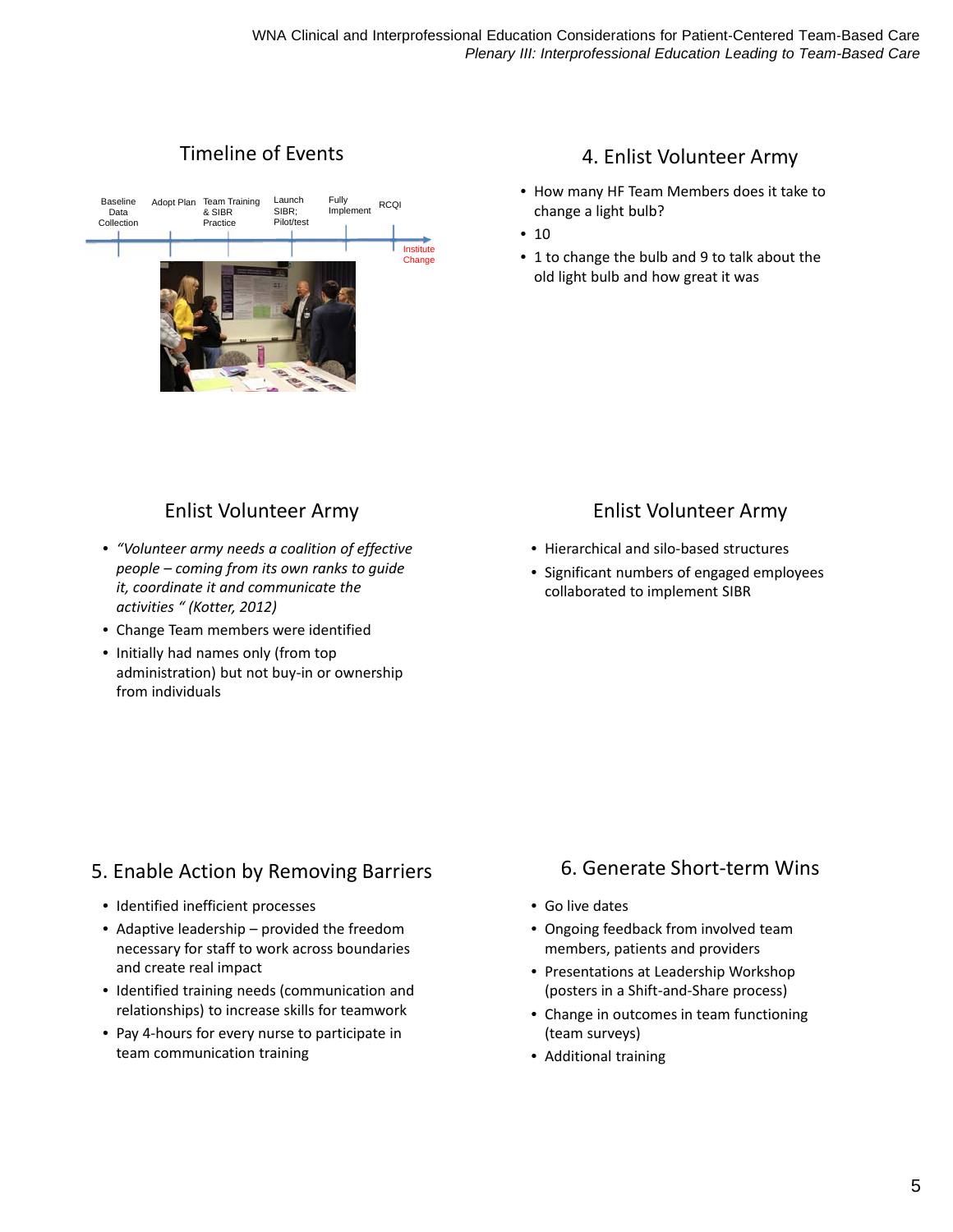## Timeline of Events

Baseline Data Collection — Adopt Plan — Team Training & SIBR Practice — Launch SIBR; Pilot/test — Fully Implement — RCQI

Institute Change

## 4. Enlist Volunteer Army

- How many HF Team Members does it take to change a light bulb?
- 10
- 1 to change the bulb and 9 to talk about the old light bulb and how great it was

## Enlist Volunteer Army

- *"Volunteer army needs a coalition of effective people – coming from its own ranks to guide it, coordinate it and communicate the activities " (Kotter, 2012)*
- Change Team members were identified
- Initially had names only (from top administration) but not buy-in or ownership from individuals

## Enlist Volunteer Army

- Hierarchical and silo-based structures
- Significant numbers of engaged employees collaborated to implement SIBR

## 5. Enable Action by Removing Barriers

- Identified inefficient processes
- Adaptive leadership – provided the freedom necessary for staff to work across boundaries and create real impact
- Identified training needs (communication and relationships) to increase skills for teamwork
- Pay 4-hours for every nurse to participate in team communication training

## 6. Generate Short-term Wins

- Go live dates
- Ongoing feedback from involved team members, patients and providers
- Presentations at Leadership Workshop (posters in a Shift-and-Share process)
- Change in outcomes in team functioning (team surveys)
- Additional training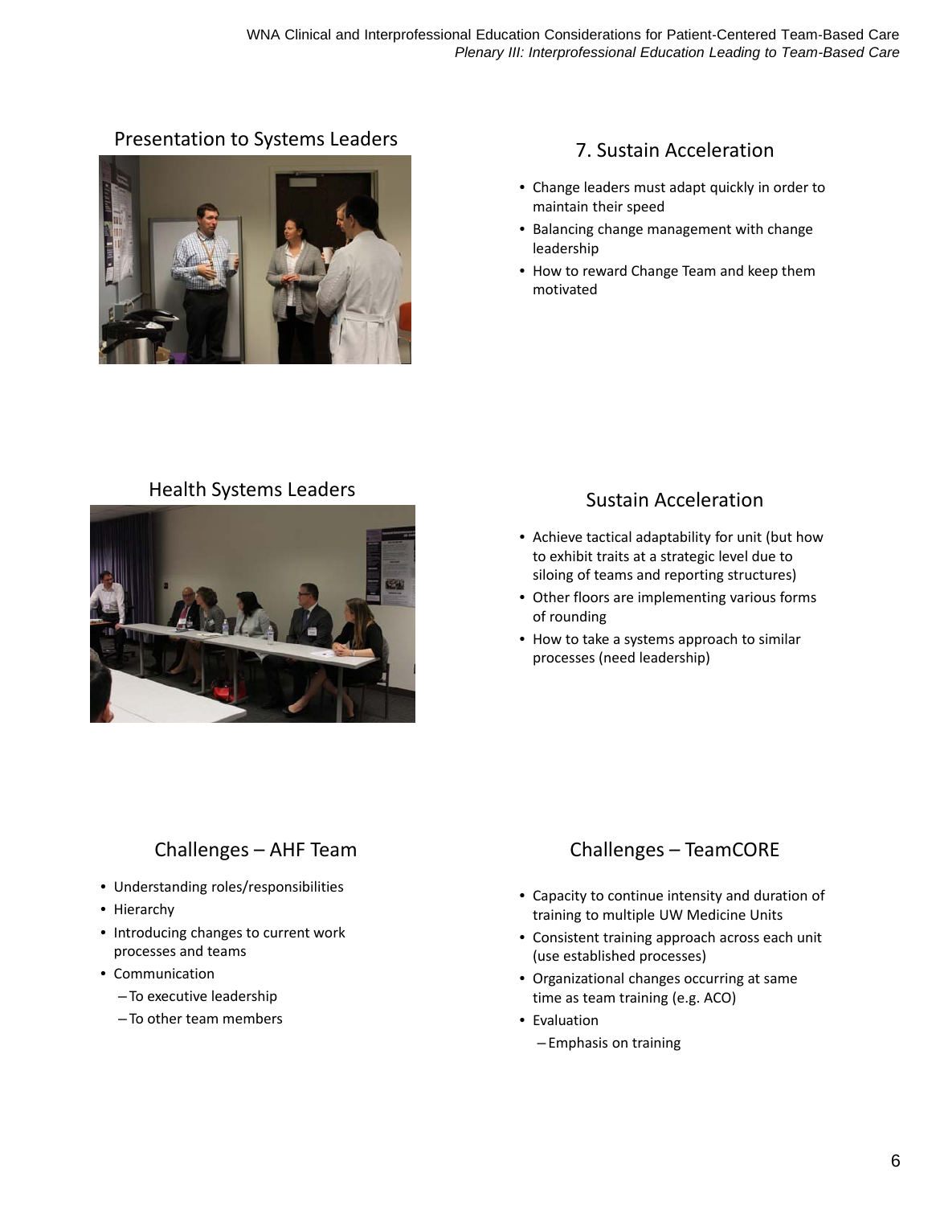## Presentation to Systems Leaders

## 7. Sustain Acceleration

- Change leaders must adapt quickly in order to maintain their speed
- Balancing change management with change leadership
- How to reward Change Team and keep them motivated

## Health Systems Leaders

## Sustain Acceleration

- Achieve tactical adaptability for unit (but how to exhibit traits at a strategic level due to siloing of teams and reporting structures)
- Other floors are implementing various forms of rounding
- How to take a systems approach to similar processes (need leadership)

## Challenges – AHF Team

- Understanding roles/responsibilities
- Hierarchy
- Introducing changes to current work processes and teams
- Communication
  - To executive leadership
  - To other team members

## Challenges – TeamCORE

- Capacity to continue intensity and duration of training to multiple UW Medicine Units
- Consistent training approach across each unit (use established processes)
- Organizational changes occurring at same time as team training (e.g. ACO)
- Evaluation
  - Emphasis on training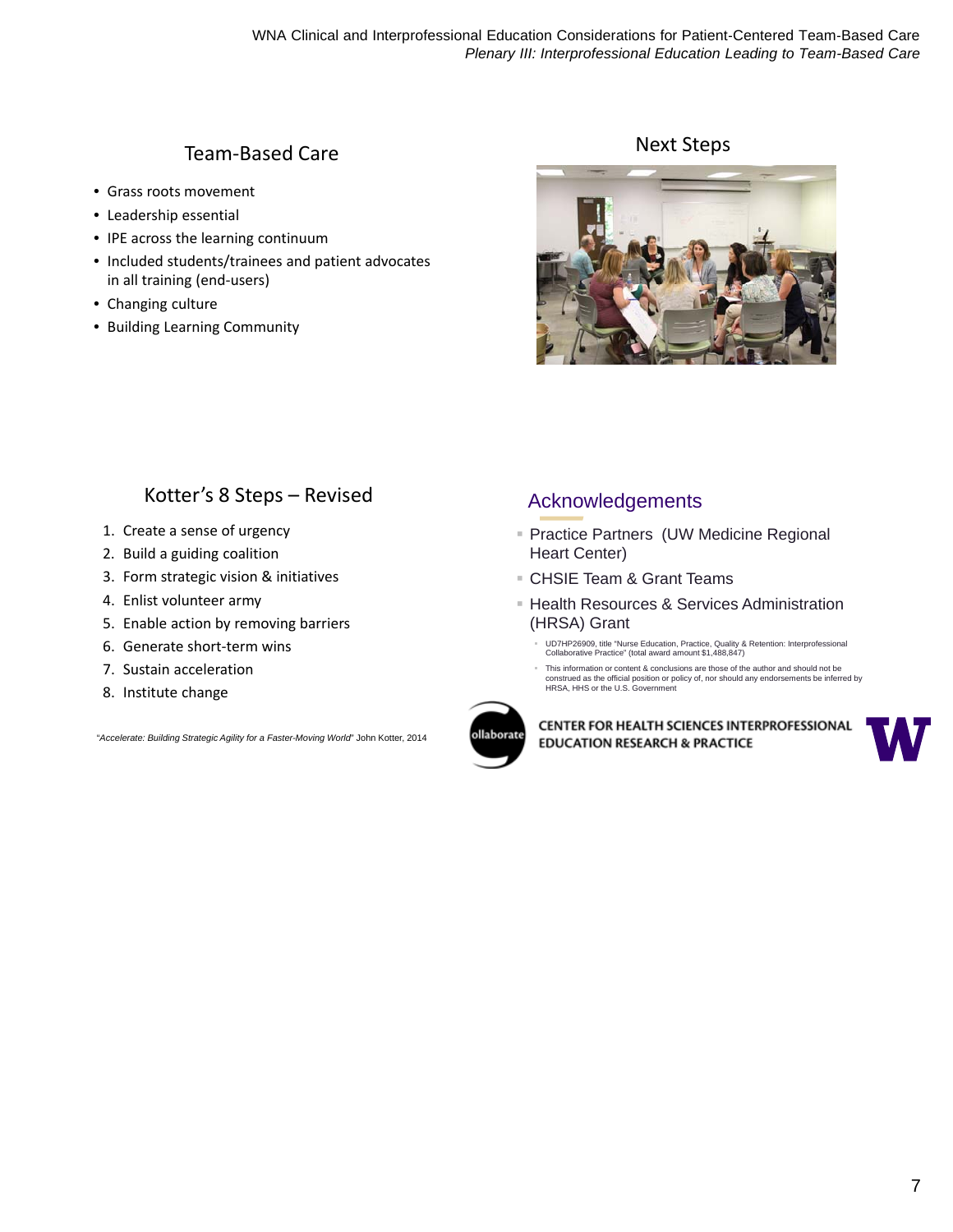## Team-Based Care

- Grass roots movement
- Leadership essential
- IPE across the learning continuum
- Included students/trainees and patient advocates in all training (end-users)
- Changing culture
- Building Learning Community

## Next Steps

## Kotter's 8 Steps – Revised

1. Create a sense of urgency
2. Build a guiding coalition
3. Form strategic vision & initiatives
4. Enlist volunteer army
5. Enable action by removing barriers
6. Generate short-term wins
7. Sustain acceleration
8. Institute change

"*Accelerate: Building Strategic Agility for a Faster-Moving World*" John Kotter, 2014

## Acknowledgements

- Practice Partners (UW Medicine Regional Heart Center)
- CHSIE Team & Grant Teams
- Health Resources & Services Administration (HRSA) Grant
  - UD7HP26909, title "Nurse Education, Practice, Quality & Retention: Interprofessional Collaborative Practice" (total award amount $1,488,847)
  - This information or content & conclusions are those of the author and should not be construed as the official position or policy of, nor should any endorsements be inferred by HRSA, HHS or the U.S. Government

ollaborate

CENTER FOR HEALTH SCIENCES INTERPROFESSIONAL EDUCATION RESEARCH & PRACTICE

W